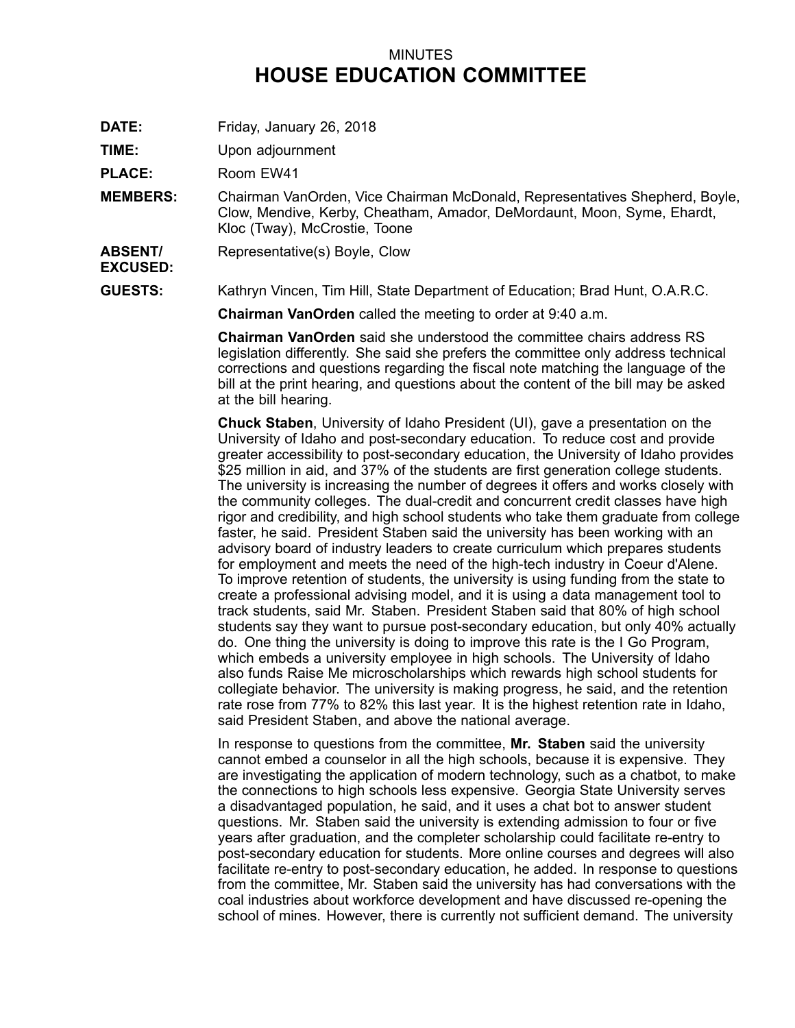MINUTES

# HOUSE EDUCATION COMMITTEE

**DATE:** Friday, January 26, 2018

**TIME:** Upon adjournment

**PLACE:** Room EW41

**MEMBERS:** Chairman VanOrden, Vice Chairman McDonald, Representatives Shepherd, Boyle, Clow, Mendive, Kerby, Cheatham, Amador, DeMordaunt, Moon, Syme, Ehardt, Kloc (Tway), McCrostie, Toone

**ABSENT/ EXCUSED:** Representative(s) Boyle, Clow

**GUESTS:** Kathryn Vincen, Tim Hill, State Department of Education; Brad Hunt, O.A.R.C.

**Chairman VanOrden** called the meeting to order at 9:40 a.m.

**Chairman VanOrden** said she understood the committee chairs address RS legislation differently. She said she prefers the committee only address technical corrections and questions regarding the fiscal note matching the language of the bill at the print hearing, and questions about the content of the bill may be asked at the bill hearing.

**Chuck Staben**, University of Idaho President (UI), gave a presentation on the University of Idaho and post-secondary education. To reduce cost and provide greater accessibility to post-secondary education, the University of Idaho provides $25 million in aid, and 37% of the students are first generation college students. The university is increasing the number of degrees it offers and works closely with the community colleges. The dual-credit and concurrent credit classes have high rigor and credibility, and high school students who take them graduate from college faster, he said. President Staben said the university has been working with an advisory board of industry leaders to create curriculum which prepares students for employment and meets the need of the high-tech industry in Coeur d'Alene. To improve retention of students, the university is using funding from the state to create a professional advising model, and it is using a data management tool to track students, said Mr. Staben. President Staben said that 80% of high school students say they want to pursue post-secondary education, but only 40% actually do. One thing the university is doing to improve this rate is the I Go Program, which embeds a university employee in high schools. The University of Idaho also funds Raise Me microscholarships which rewards high school students for collegiate behavior. The university is making progress, he said, and the retention rate rose from 77% to 82% this last year. It is the highest retention rate in Idaho, said President Staben, and above the national average.

In response to questions from the committee, **Mr. Staben** said the university cannot embed a counselor in all the high schools, because it is expensive. They are investigating the application of modern technology, such as a chatbot, to make the connections to high schools less expensive. Georgia State University serves a disadvantaged population, he said, and it uses a chat bot to answer student questions. Mr. Staben said the university is extending admission to four or five years after graduation, and the completer scholarship could facilitate re-entry to post-secondary education for students. More online courses and degrees will also facilitate re-entry to post-secondary education, he added. In response to questions from the committee, Mr. Staben said the university has had conversations with the coal industries about workforce development and have discussed re-opening the school of mines. However, there is currently not sufficient demand. The university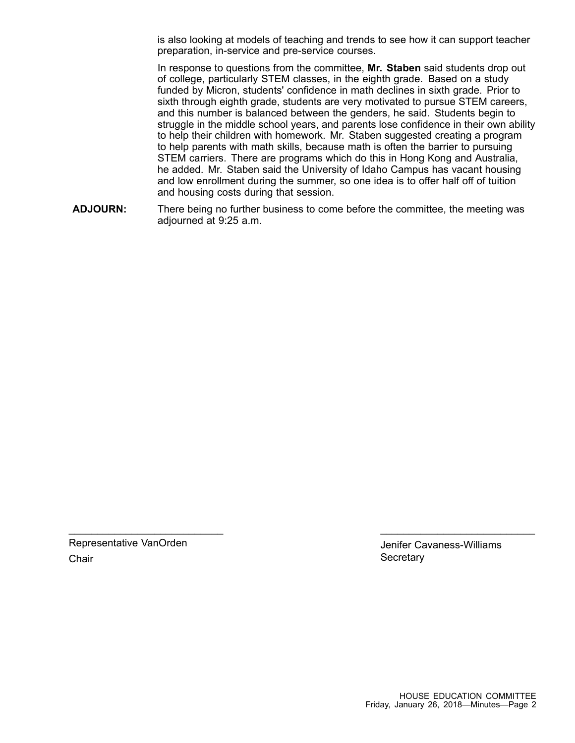is also looking at models of teaching and trends to see how it can support teacher preparation, in-service and pre-service courses.

In response to questions from the committee, **Mr. Staben** said students drop out of college, particularly STEM classes, in the eighth grade. Based on a study funded by Micron, students' confidence in math declines in sixth grade. Prior to sixth through eighth grade, students are very motivated to pursue STEM careers, and this number is balanced between the genders, he said. Students begin to struggle in the middle school years, and parents lose confidence in their own ability to help their children with homework. Mr. Staben suggested creating a program to help parents with math skills, because math is often the barrier to pursuing STEM carriers. There are programs which do this in Hong Kong and Australia, he added. Mr. Staben said the University of Idaho Campus has vacant housing and low enrollment during the summer, so one idea is to offer half off of tuition and housing costs during that session.

**ADJOURN:** There being no further business to come before the committee, the meeting was adjourned at 9:25 a.m.

___________________________
Representative VanOrden
Chair

___________________________
Jenifer Cavaness-Williams
Secretary